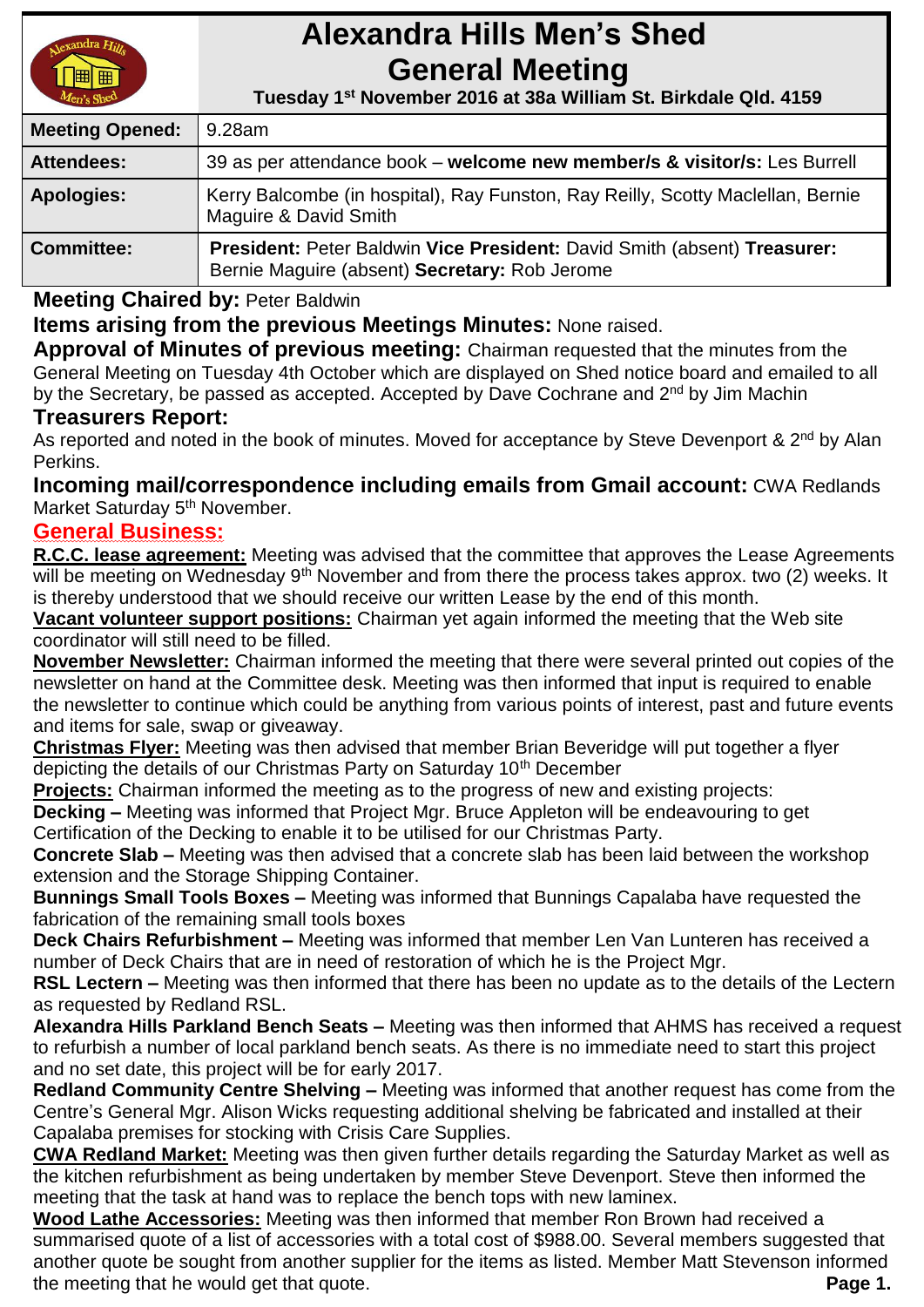# Alexandra Hills Men's Shed
# General Meeting

**Tuesday 1st November 2016 at 38a William St. Birkdale Qld. 4159**

| | |
|---|---|
| **Meeting Opened:** | 9.28am |
| **Attendees:** | 39 as per attendance book – **welcome new member/s & visitor/s:** Les Burrell |
| **Apologies:** | Kerry Balcombe (in hospital), Ray Funston, Ray Reilly, Scotty Maclellan, Bernie Maguire & David Smith |
| **Committee:** | **President:** Peter Baldwin **Vice President:** David Smith (absent) **Treasurer:** Bernie Maguire (absent) **Secretary:** Rob Jerome |

**Meeting Chaired by:** Peter Baldwin

**Items arising from the previous Meetings Minutes:** None raised.

**Approval of Minutes of previous meeting:** Chairman requested that the minutes from the General Meeting on Tuesday 4th October which are displayed on Shed notice board and emailed to all by the Secretary, be passed as accepted. Accepted by Dave Cochrane and 2nd by Jim Machin

**Treasurers Report:**

As reported and noted in the book of minutes. Moved for acceptance by Steve Devenport & 2nd by Alan Perkins.

**Incoming mail/correspondence including emails from Gmail account:** CWA Redlands Market Saturday 5th November.

## General Business:

**R.C.C. lease agreement:** Meeting was advised that the committee that approves the Lease Agreements will be meeting on Wednesday 9th November and from there the process takes approx. two (2) weeks. It is thereby understood that we should receive our written Lease by the end of this month.

**Vacant volunteer support positions:** Chairman yet again informed the meeting that the Web site coordinator will still need to be filled.

**November Newsletter:** Chairman informed the meeting that there were several printed out copies of the newsletter on hand at the Committee desk. Meeting was then informed that input is required to enable the newsletter to continue which could be anything from various points of interest, past and future events and items for sale, swap or giveaway.

**Christmas Flyer:** Meeting was then advised that member Brian Beveridge will put together a flyer depicting the details of our Christmas Party on Saturday 10th December

**Projects:** Chairman informed the meeting as to the progress of new and existing projects:

**Decking –** Meeting was informed that Project Mgr. Bruce Appleton will be endeavouring to get Certification of the Decking to enable it to be utilised for our Christmas Party.

**Concrete Slab –** Meeting was then advised that a concrete slab has been laid between the workshop extension and the Storage Shipping Container.

**Bunnings Small Tools Boxes –** Meeting was informed that Bunnings Capalaba have requested the fabrication of the remaining small tools boxes

**Deck Chairs Refurbishment –** Meeting was informed that member Len Van Lunteren has received a number of Deck Chairs that are in need of restoration of which he is the Project Mgr.

**RSL Lectern –** Meeting was then informed that there has been no update as to the details of the Lectern as requested by Redland RSL.

**Alexandra Hills Parkland Bench Seats –** Meeting was then informed that AHMS has received a request to refurbish a number of local parkland bench seats. As there is no immediate need to start this project and no set date, this project will be for early 2017.

**Redland Community Centre Shelving –** Meeting was informed that another request has come from the Centre's General Mgr. Alison Wicks requesting additional shelving be fabricated and installed at their Capalaba premises for stocking with Crisis Care Supplies.

**CWA Redland Market:** Meeting was then given further details regarding the Saturday Market as well as the kitchen refurbishment as being undertaken by member Steve Devenport. Steve then informed the meeting that the task at hand was to replace the bench tops with new laminex.

**Wood Lathe Accessories:** Meeting was then informed that member Ron Brown had received a summarised quote of a list of accessories with a total cost of $988.00. Several members suggested that another quote be sought from another supplier for the items as listed. Member Matt Stevenson informed the meeting that he would get that quote.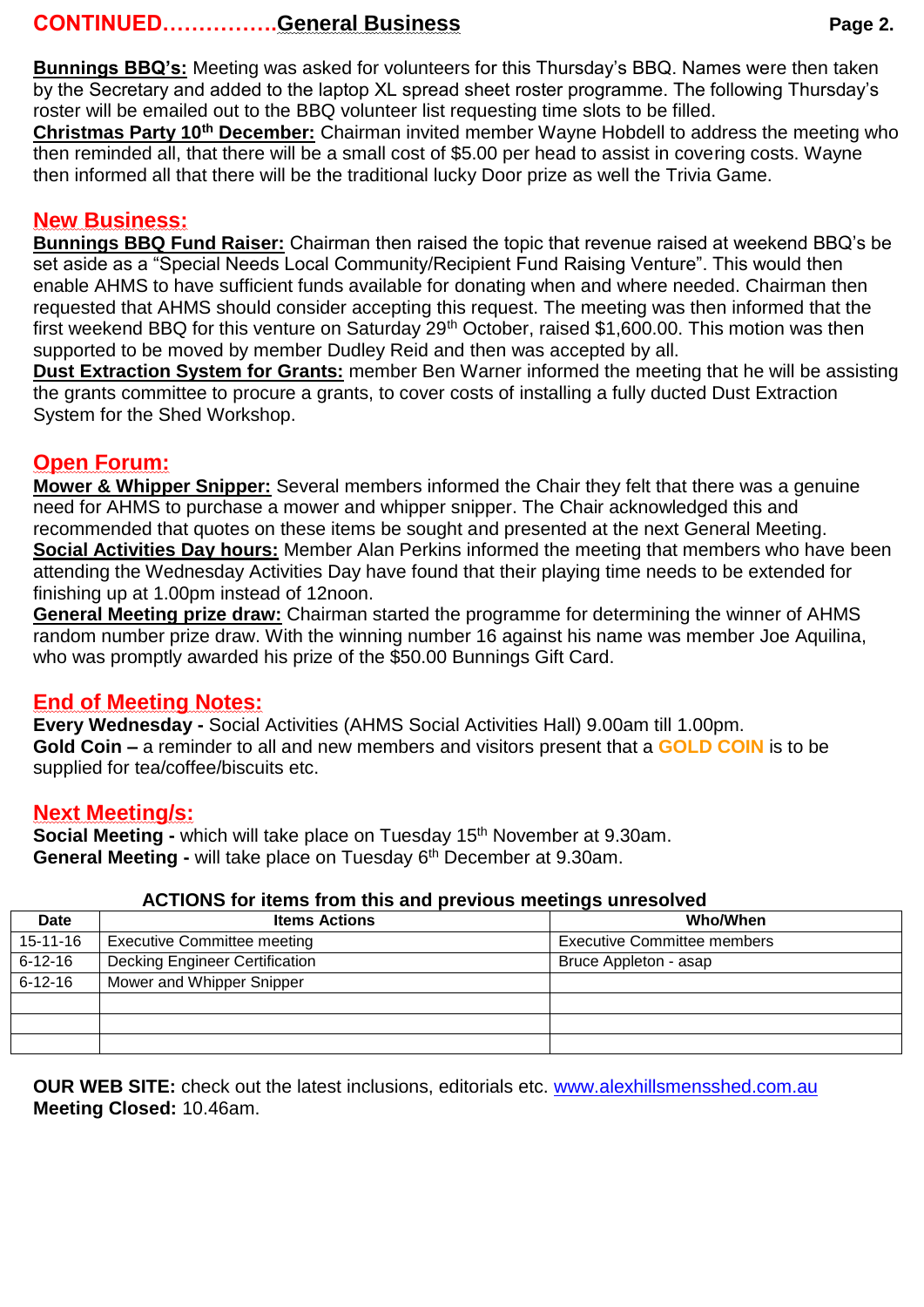# CONTINUED…………….General Business

**Bunnings BBQ's:** Meeting was asked for volunteers for this Thursday's BBQ. Names were then taken by the Secretary and added to the laptop XL spread sheet roster programme. The following Thursday's roster will be emailed out to the BBQ volunteer list requesting time slots to be filled.
**Christmas Party 10th December:** Chairman invited member Wayne Hobdell to address the meeting who then reminded all, that there will be a small cost of $5.00 per head to assist in covering costs. Wayne then informed all that there will be the traditional lucky Door prize as well the Trivia Game.

## New Business:

**Bunnings BBQ Fund Raiser:** Chairman then raised the topic that revenue raised at weekend BBQ's be set aside as a "Special Needs Local Community/Recipient Fund Raising Venture". This would then enable AHMS to have sufficient funds available for donating when and where needed. Chairman then requested that AHMS should consider accepting this request. The meeting was then informed that the first weekend BBQ for this venture on Saturday 29th October, raised $1,600.00. This motion was then supported to be moved by member Dudley Reid and then was accepted by all.
**Dust Extraction System for Grants:** member Ben Warner informed the meeting that he will be assisting the grants committee to procure a grants, to cover costs of installing a fully ducted Dust Extraction System for the Shed Workshop.

## Open Forum:

**Mower & Whipper Snipper:** Several members informed the Chair they felt that there was a genuine need for AHMS to purchase a mower and whipper snipper. The Chair acknowledged this and recommended that quotes on these items be sought and presented at the next General Meeting.
**Social Activities Day hours:** Member Alan Perkins informed the meeting that members who have been attending the Wednesday Activities Day have found that their playing time needs to be extended for finishing up at 1.00pm instead of 12noon.
**General Meeting prize draw:** Chairman started the programme for determining the winner of AHMS random number prize draw. With the winning number 16 against his name was member Joe Aquilina, who was promptly awarded his prize of the $50.00 Bunnings Gift Card.

## End of Meeting Notes:

**Every Wednesday -** Social Activities (AHMS Social Activities Hall) 9.00am till 1.00pm.
**Gold Coin –** a reminder to all and new members and visitors present that a **GOLD COIN** is to be supplied for tea/coffee/biscuits etc.

## Next Meeting/s:

**Social Meeting -** which will take place on Tuesday 15th November at 9.30am.
**General Meeting -** will take place on Tuesday 6th December at 9.30am.

**ACTIONS for items from this and previous meetings unresolved**

| Date | Items Actions | Who/When |
|---|---|---|
| 15-11-16 | Executive Committee meeting | Executive Committee members |
| 6-12-16 | Decking Engineer Certification | Bruce Appleton - asap |
| 6-12-16 | Mower and Whipper Snipper | |
| | | |
| | | |
| | | |

**OUR WEB SITE:** check out the latest inclusions, editorials etc. www.alexhillsmensshed.com.au
**Meeting Closed:** 10.46am.